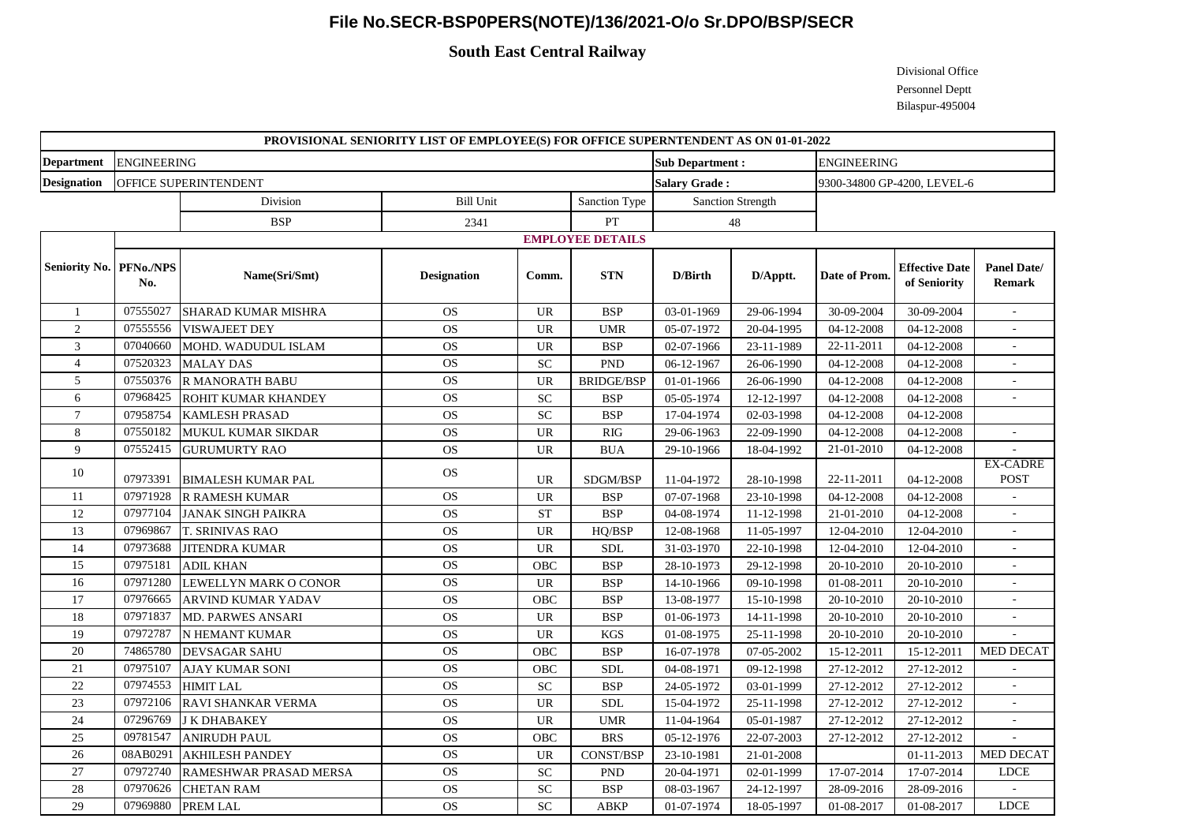## File No.SECR-BSP0PERS(NOTE)/136/2021-O/o Sr.DPO/BSP/SECR

### South East Central Railway

Divisional Office
Personnel Deptt
Bilaspur-495004

**PROVISIONAL SENIORITY LIST OF EMPLOYEE(S) FOR OFFICE SUPERNTENDENT AS ON 01-01-2022**

| **Department** | ENGINEERING | | | | | **Sub Department :** | | ENGINEERING | | |
|---|---|---|---|---|---|---|---|---|---|---|
| **Designation** | OFFICE SUPERINTENDENT | | | | | **Salary Grade :** | | 9300-34800 GP-4200, LEVEL-6 | | |
| | | Division | Bill Unit | | Sanction Type | Sanction Strength | | | | |
| | | BSP | 2341 | | PT | 48 | | | | |
| | **EMPLOYEE DETAILS** | | | | | | | | | |
| **Seniority No.** | **PFNo./NPS No.** | **Name(Sri/Smt)** | **Designation** | **Comm.** | **STN** | **D/Birth** | **D/Apptt.** | **Date of Prom.** | **Effective Date of Seniority** | **Panel Date/ Remark** |
| 1 | 07555027 | SHARAD KUMAR MISHRA | OS | UR | BSP | 03-01-1969 | 29-06-1994 | 30-09-2004 | 30-09-2004 | - |
| 2 | 07555556 | VISWAJEET DEY | OS | UR | UMR | 05-07-1972 | 20-04-1995 | 04-12-2008 | 04-12-2008 | - |
| 3 | 07040660 | MOHD. WADUDUL ISLAM | OS | UR | BSP | 02-07-1966 | 23-11-1989 | 22-11-2011 | 04-12-2008 | - |
| 4 | 07520323 | MALAY DAS | OS | SC | PND | 06-12-1967 | 26-06-1990 | 04-12-2008 | 04-12-2008 | - |
| 5 | 07550376 | R MANORATH BABU | OS | UR | BRIDGE/BSP | 01-01-1966 | 26-06-1990 | 04-12-2008 | 04-12-2008 | - |
| 6 | 07968425 | ROHIT KUMAR KHANDEY | OS | SC | BSP | 05-05-1974 | 12-12-1997 | 04-12-2008 | 04-12-2008 | - |
| 7 | 07958754 | KAMLESH PRASAD | OS | SC | BSP | 17-04-1974 | 02-03-1998 | 04-12-2008 | 04-12-2008 | |
| 8 | 07550182 | MUKUL KUMAR SIKDAR | OS | UR | RIG | 29-06-1963 | 22-09-1990 | 04-12-2008 | 04-12-2008 | - |
| 9 | 07552415 | GURUMURTY RAO | OS | UR | BUA | 29-10-1966 | 18-04-1992 | 21-01-2010 | 04-12-2008 | - |
| 10 | 07973391 | BIMALESH KUMAR PAL | OS | UR | SDGM/BSP | 11-04-1972 | 28-10-1998 | 22-11-2011 | 04-12-2008 | EX-CADRE POST |
| 11 | 07971928 | R RAMESH KUMAR | OS | UR | BSP | 07-07-1968 | 23-10-1998 | 04-12-2008 | 04-12-2008 | - |
| 12 | 07977104 | JANAK SINGH PAIKRA | OS | ST | BSP | 04-08-1974 | 11-12-1998 | 21-01-2010 | 04-12-2008 | - |
| 13 | 07969867 | T. SRINIVAS RAO | OS | UR | HQ/BSP | 12-08-1968 | 11-05-1997 | 12-04-2010 | 12-04-2010 | - |
| 14 | 07973688 | JITENDRA KUMAR | OS | UR | SDL | 31-03-1970 | 22-10-1998 | 12-04-2010 | 12-04-2010 | - |
| 15 | 07975181 | ADIL KHAN | OS | OBC | BSP | 28-10-1973 | 29-12-1998 | 20-10-2010 | 20-10-2010 | - |
| 16 | 07971280 | LEWELLYN MARK O CONOR | OS | UR | BSP | 14-10-1966 | 09-10-1998 | 01-08-2011 | 20-10-2010 | - |
| 17 | 07976665 | ARVIND KUMAR YADAV | OS | OBC | BSP | 13-08-1977 | 15-10-1998 | 20-10-2010 | 20-10-2010 | - |
| 18 | 07971837 | MD. PARWES ANSARI | OS | UR | BSP | 01-06-1973 | 14-11-1998 | 20-10-2010 | 20-10-2010 | - |
| 19 | 07972787 | N HEMANT KUMAR | OS | UR | KGS | 01-08-1975 | 25-11-1998 | 20-10-2010 | 20-10-2010 | - |
| 20 | 74865780 | DEVSAGAR SAHU | OS | OBC | BSP | 16-07-1978 | 07-05-2002 | 15-12-2011 | 15-12-2011 | MED DECAT |
| 21 | 07975107 | AJAY KUMAR SONI | OS | OBC | SDL | 04-08-1971 | 09-12-1998 | 27-12-2012 | 27-12-2012 | - |
| 22 | 07974553 | HIMIT LAL | OS | SC | BSP | 24-05-1972 | 03-01-1999 | 27-12-2012 | 27-12-2012 | - |
| 23 | 07972106 | RAVI SHANKAR VERMA | OS | UR | SDL | 15-04-1972 | 25-11-1998 | 27-12-2012 | 27-12-2012 | - |
| 24 | 07296769 | J K DHABAKEY | OS | UR | UMR | 11-04-1964 | 05-01-1987 | 27-12-2012 | 27-12-2012 | - |
| 25 | 09781547 | ANIRUDH PAUL | OS | OBC | BRS | 05-12-1976 | 22-07-2003 | 27-12-2012 | 27-12-2012 | - |
| 26 | 08AB0291 | AKHILESH PANDEY | OS | UR | CONST/BSP | 23-10-1981 | 21-01-2008 | | 01-11-2013 | MED DECAT |
| 27 | 07972740 | RAMESHWAR PRASAD MERSA | OS | SC | PND | 20-04-1971 | 02-01-1999 | 17-07-2014 | 17-07-2014 | LDCE |
| 28 | 07970626 | CHETAN RAM | OS | SC | BSP | 08-03-1967 | 24-12-1997 | 28-09-2016 | 28-09-2016 | - |
| 29 | 07969880 | PREM LAL | OS | SC | ABKP | 01-07-1974 | 18-05-1997 | 01-08-2017 | 01-08-2017 | LDCE |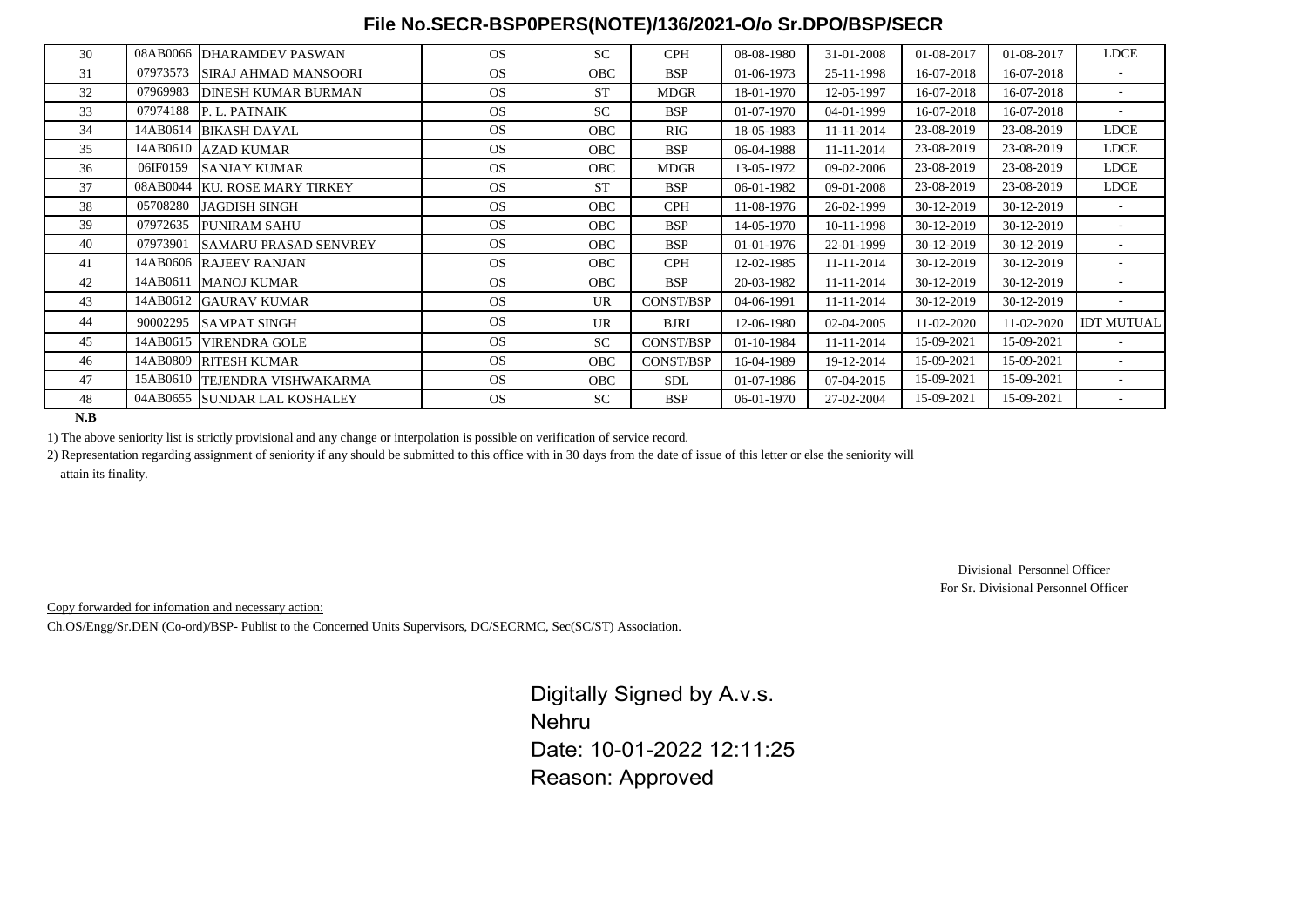## File No.SECR-BSP0PERS(NOTE)/136/2021-O/o Sr.DPO/BSP/SECR

| | | | | | | | | | | |
|---|---|---|---|---|---|---|---|---|---|---|
| 30 | 08AB0066 | DHARAMDEV PASWAN | OS | SC | CPH | 08-08-1980 | 31-01-2008 | 01-08-2017 | 01-08-2017 | LDCE |
| 31 | 07973573 | SIRAJ AHMAD MANSOORI | OS | OBC | BSP | 01-06-1973 | 25-11-1998 | 16-07-2018 | 16-07-2018 | - |
| 32 | 07969983 | DINESH KUMAR BURMAN | OS | ST | MDGR | 18-01-1970 | 12-05-1997 | 16-07-2018 | 16-07-2018 | - |
| 33 | 07974188 | P. L. PATNAIK | OS | SC | BSP | 01-07-1970 | 04-01-1999 | 16-07-2018 | 16-07-2018 | - |
| 34 | 14AB0614 | BIKASH DAYAL | OS | OBC | RIG | 18-05-1983 | 11-11-2014 | 23-08-2019 | 23-08-2019 | LDCE |
| 35 | 14AB0610 | AZAD KUMAR | OS | OBC | BSP | 06-04-1988 | 11-11-2014 | 23-08-2019 | 23-08-2019 | LDCE |
| 36 | 06IF0159 | SANJAY KUMAR | OS | OBC | MDGR | 13-05-1972 | 09-02-2006 | 23-08-2019 | 23-08-2019 | LDCE |
| 37 | 08AB0044 | KU. ROSE MARY TIRKEY | OS | ST | BSP | 06-01-1982 | 09-01-2008 | 23-08-2019 | 23-08-2019 | LDCE |
| 38 | 05708280 | JAGDISH SINGH | OS | OBC | CPH | 11-08-1976 | 26-02-1999 | 30-12-2019 | 30-12-2019 | - |
| 39 | 07972635 | PUNIRAM SAHU | OS | OBC | BSP | 14-05-1970 | 10-11-1998 | 30-12-2019 | 30-12-2019 | - |
| 40 | 07973901 | SAMARU PRASAD SENVREY | OS | OBC | BSP | 01-01-1976 | 22-01-1999 | 30-12-2019 | 30-12-2019 | - |
| 41 | 14AB0606 | RAJEEV RANJAN | OS | OBC | CPH | 12-02-1985 | 11-11-2014 | 30-12-2019 | 30-12-2019 | - |
| 42 | 14AB0611 | MANOJ KUMAR | OS | OBC | BSP | 20-03-1982 | 11-11-2014 | 30-12-2019 | 30-12-2019 | - |
| 43 | 14AB0612 | GAURAV KUMAR | OS | UR | CONST/BSP | 04-06-1991 | 11-11-2014 | 30-12-2019 | 30-12-2019 | - |
| 44 | 90002295 | SAMPAT SINGH | OS | UR | BJRI | 12-06-1980 | 02-04-2005 | 11-02-2020 | 11-02-2020 | IDT MUTUAL |
| 45 | 14AB0615 | VIRENDRA GOLE | OS | SC | CONST/BSP | 01-10-1984 | 11-11-2014 | 15-09-2021 | 15-09-2021 | - |
| 46 | 14AB0809 | RITESH KUMAR | OS | OBC | CONST/BSP | 16-04-1989 | 19-12-2014 | 15-09-2021 | 15-09-2021 | - |
| 47 | 15AB0610 | TEJENDRA VISHWAKARMA | OS | OBC | SDL | 01-07-1986 | 07-04-2015 | 15-09-2021 | 15-09-2021 | - |
| 48 | 04AB0655 | SUNDAR LAL KOSHALEY | OS | SC | BSP | 06-01-1970 | 27-02-2004 | 15-09-2021 | 15-09-2021 | - |

**N.B**

1) The above seniority list is strictly provisional and any change or interpolation is possible on verification of service record.

2) Representation regarding assignment of seniority if any should be submitted to this office with in 30 days from the date of issue of this letter or else the seniority will attain its finality.

Divisional Personnel Officer
For Sr. Divisional Personnel Officer

Copy forwarded for infomation and necessary action:

Ch.OS/Engg/Sr.DEN (Co-ord)/BSP- Publist to the Concerned Units Supervisors, DC/SECRMC, Sec(SC/ST) Association.

Digitally Signed by A.v.s. Nehru
Date: 10-01-2022 12:11:25
Reason: Approved